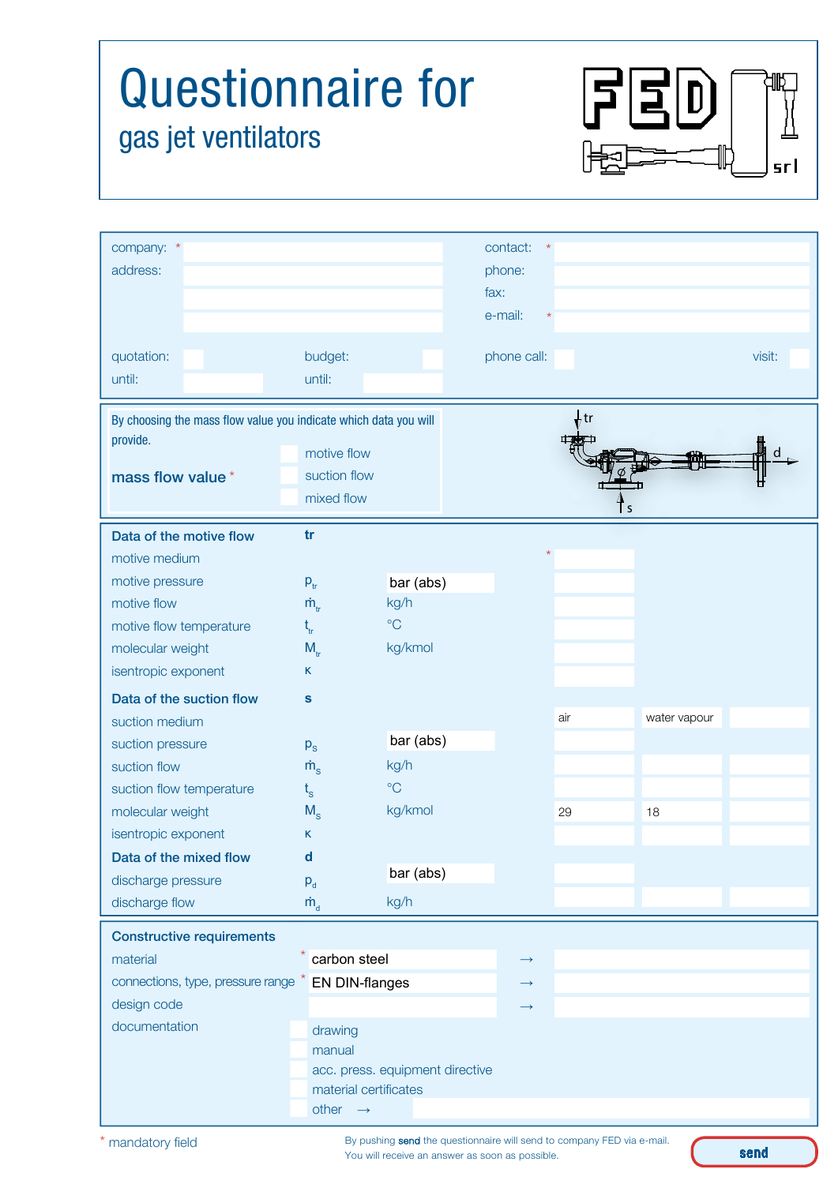# Questionnaire for

## gas jet ventilators

FED srl

| | | | |
|---|---|---|---|
| company: * | | contact: * | |
| address: | | phone: | |
| | | fax: | |
| | | e-mail: * | |

| | | | |
|---|---|---|---|
| quotation: | budget: | phone call: | visit: |
| until: | until: | | |

By choosing the mass flow value you indicate which data you will provide.

**mass flow value** *

- motive flow
- suction flow
- mixed flow

tr, s, d

| | | | | | |
|---|---|---|---|---|---|
| **Data of the motive flow** | **tr** | | | | |
| motive medium | | | * | | |
| motive pressure | $p_{tr}$ | bar (abs) | | | |
| motive flow | $\dot{m}_{tr}$ | kg/h | | | |
| motive flow temperature | $t_{tr}$ | °C | | | |
| molecular weight | $M_{tr}$ | kg/kmol | | | |
| isentropic exponent | κ | | | | |
| **Data of the suction flow** | **s** | | | | |
| suction medium | | | air | water vapour | |
| suction pressure | $p_s$ | bar (abs) | | | |
| suction flow | $\dot{m}_s$ | kg/h | | | |
| suction flow temperature | $t_s$ | °C | | | |
| molecular weight | $M_s$ | kg/kmol | 29 | 18 | |
| isentropic exponent | κ | | | | |
| **Data of the mixed flow** | **d** | | | | |
| discharge pressure | $p_d$ | bar (abs) | | | |
| discharge flow | $\dot{m}_d$ | kg/h | | | |

**Constructive requirements**

| | | | |
|---|---|---|---|
| material * | carbon steel | → | |
| connections, type, pressure range * | EN DIN-flanges | → | |
| design code | | → | |

documentation

- drawing
- manual
- acc. press. equipment directive
- material certificates
- other →

\* mandatory field

By pushing **send** the questionnaire will send to company FED via e-mail.
You will receive an answer as soon as possible.

**send**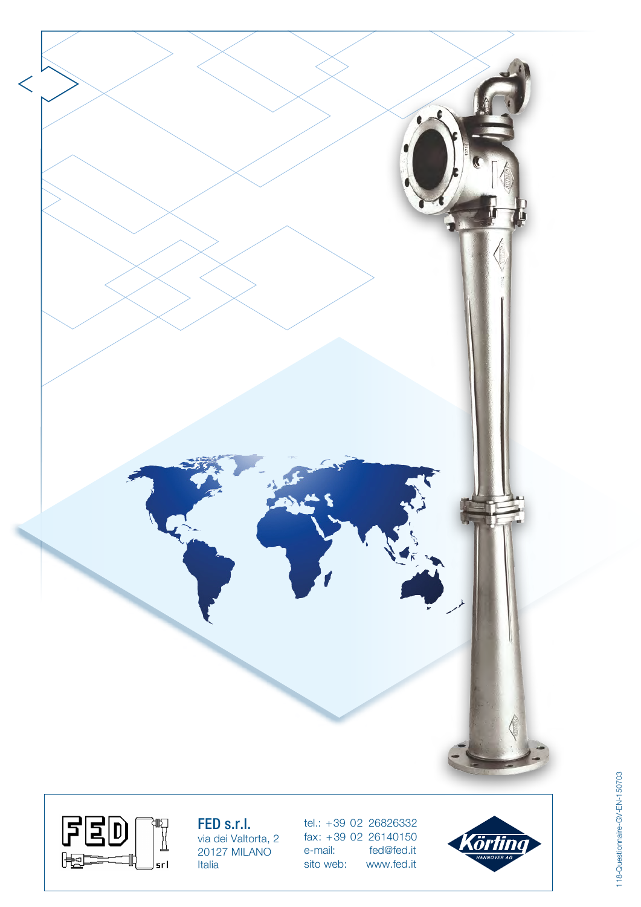**FED s.r.l.**
via dei Valtorta, 2
20127 MILANO
Italia

tel.: +39 02 26826332
fax: +39 02 26140150
e-mail: fed@fed.it
sito web: www.fed.it

118-Questionnaire-GV-EN-150703